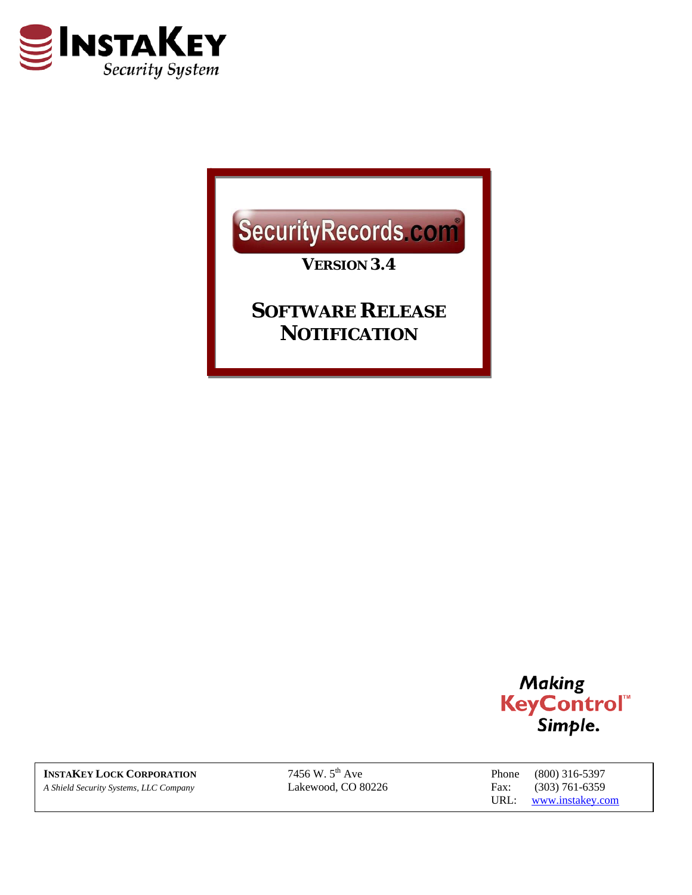InstaKey Security System

# SecurityRecords.com®

**VERSION 3.4**

## SOFTWARE RELEASE NOTIFICATION

*Making* **KeyControl™** *Simple.*

**INSTAKEY LOCK CORPORATION**
*A Shield Security Systems, LLC Company*

7456 W. 5th Ave
Lakewood, CO 80226

Phone (800) 316-5397
Fax: (303) 761-6359
URL: www.instakey.com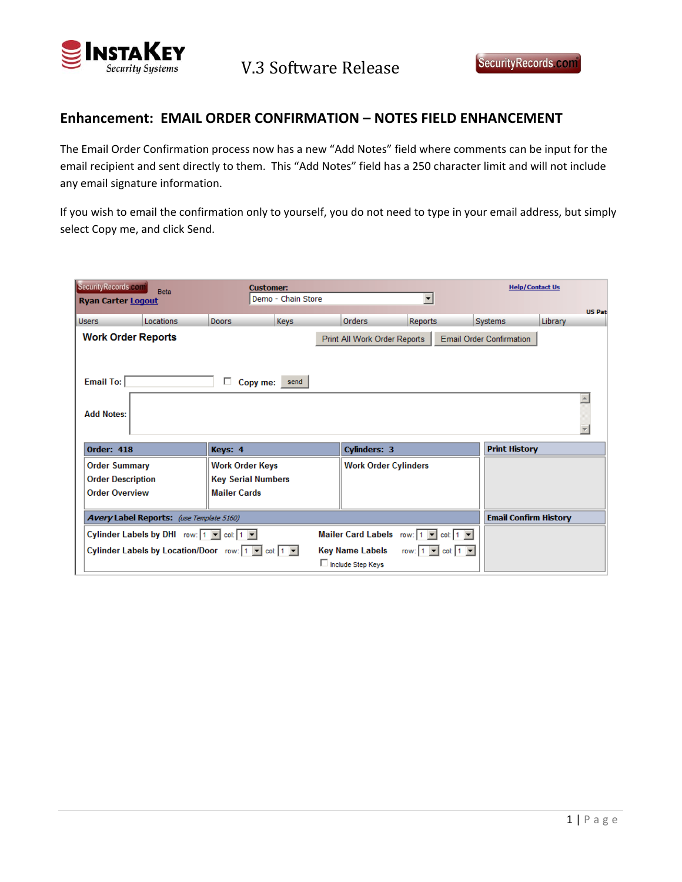## Enhancement: EMAIL ORDER CONFIRMATION – NOTES FIELD ENHANCEMENT

The Email Order Confirmation process now has a new "Add Notes" field where comments can be input for the email recipient and sent directly to them. This "Add Notes" field has a 250 character limit and will not include any email signature information.

If you wish to email the confirmation only to yourself, you do not need to type in your email address, but simply select Copy me, and click Send.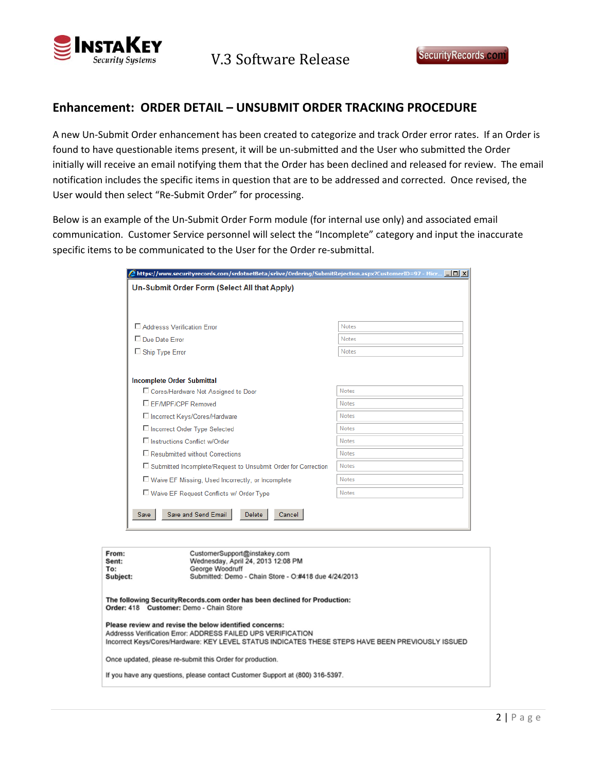## Enhancement: ORDER DETAIL – UNSUBMIT ORDER TRACKING PROCEDURE

A new Un-Submit Order enhancement has been created to categorize and track Order error rates. If an Order is found to have questionable items present, it will be un-submitted and the User who submitted the Order initially will receive an email notifying them that the Order has been declined and released for review. The email notification includes the specific items in question that are to be addressed and corrected. Once revised, the User would then select "Re-Submit Order" for processing.

Below is an example of the Un-Submit Order Form module (for internal use only) and associated email communication. Customer Service personnel will select the "Incomplete" category and input the inaccurate specific items to be communicated to the User for the Order re-submittal.

https://www.securityrecords.com/srdotnetBeta/srlive/Ordering/SubmitRejection.aspx?CustomerID=97 - Micr...

**Un-Submit Order Form (Select All that Apply)**

| | |
|---|---|
| ☐ Addresss Verification Error | Notes |
| ☐ Due Date Error | Notes |
| ☐ Ship Type Error | Notes |

**Incomplete Order Submittal**

| | |
|---|---|
| ☐ Cores/Hardware Not Assigned to Door | Notes |
| ☐ EF/MPF/CPF Removed | Notes |
| ☐ Incorrect Keys/Cores/Hardware | Notes |
| ☐ Incorrect Order Type Selected | Notes |
| ☐ Instructions Conflict w/Order | Notes |
| ☐ Resubmitted without Corrections | Notes |
| ☐ Submitted Incomplete/Request to Unsubmit Order for Correction | Notes |
| ☐ Waive EF Missing, Used Incorrectly, or Incomplete | Notes |
| ☐ Waive EF Request Conflicts w/ Order Type | Notes |

Save | Save and Send Email | Delete | Cancel

**From:** CustomerSupport@instakey.com
**Sent:** Wednesday, April 24, 2013 12:08 PM
**To:** George Woodruff
**Subject:** Submitted: Demo - Chain Store - O:#418 due 4/24/2013

**The following SecurityRecords.com order has been declined for Production:**
**Order:** 418 **Customer:** Demo - Chain Store

**Please review and revise the below identified concerns:**
Addresss Verification Error: ADDRESS FAILED UPS VERIFICATION
Incorrect Keys/Cores/Hardware: KEY LEVEL STATUS INDICATES THESE STEPS HAVE BEEN PREVIOUSLY ISSUED

Once updated, please re-submit this Order for production.

If you have any questions, please contact Customer Support at (800) 316-5397.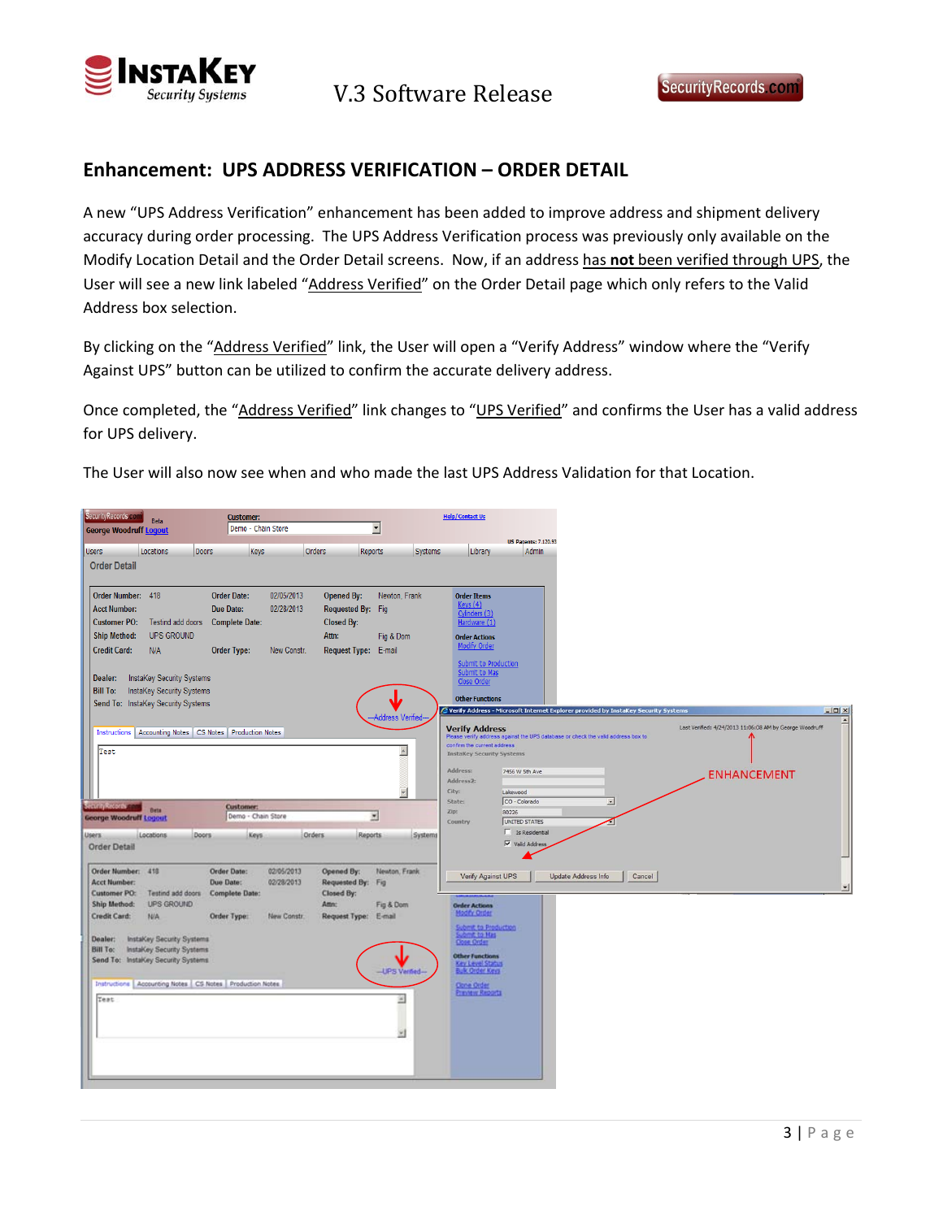## Enhancement: UPS ADDRESS VERIFICATION – ORDER DETAIL

A new "UPS Address Verification" enhancement has been added to improve address and shipment delivery accuracy during order processing. The UPS Address Verification process was previously only available on the Modify Location Detail and the Order Detail screens. Now, if an address has **not** been verified through UPS, the User will see a new link labeled "Address Verified" on the Order Detail page which only refers to the Valid Address box selection.

By clicking on the "Address Verified" link, the User will open a "Verify Address" window where the "Verify Against UPS" button can be utilized to confirm the accurate delivery address.

Once completed, the "Address Verified" link changes to "UPS Verified" and confirms the User has a valid address for UPS delivery.

The User will also now see when and who made the last UPS Address Validation for that Location.